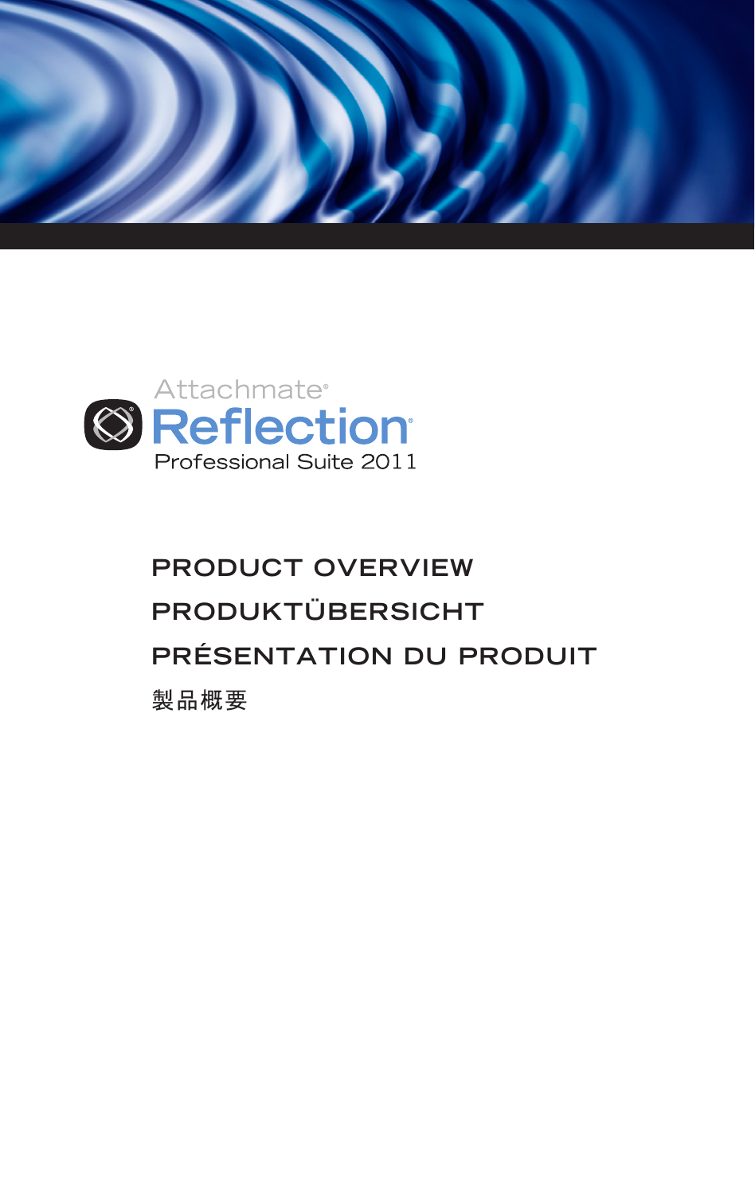Attachmate®

# Reflection®

Professional Suite 2011

## PRODUCT OVERVIEW

## PRODUKTÜBERSICHT

## PRÉSENTATION DU PRODUIT

## 製品概要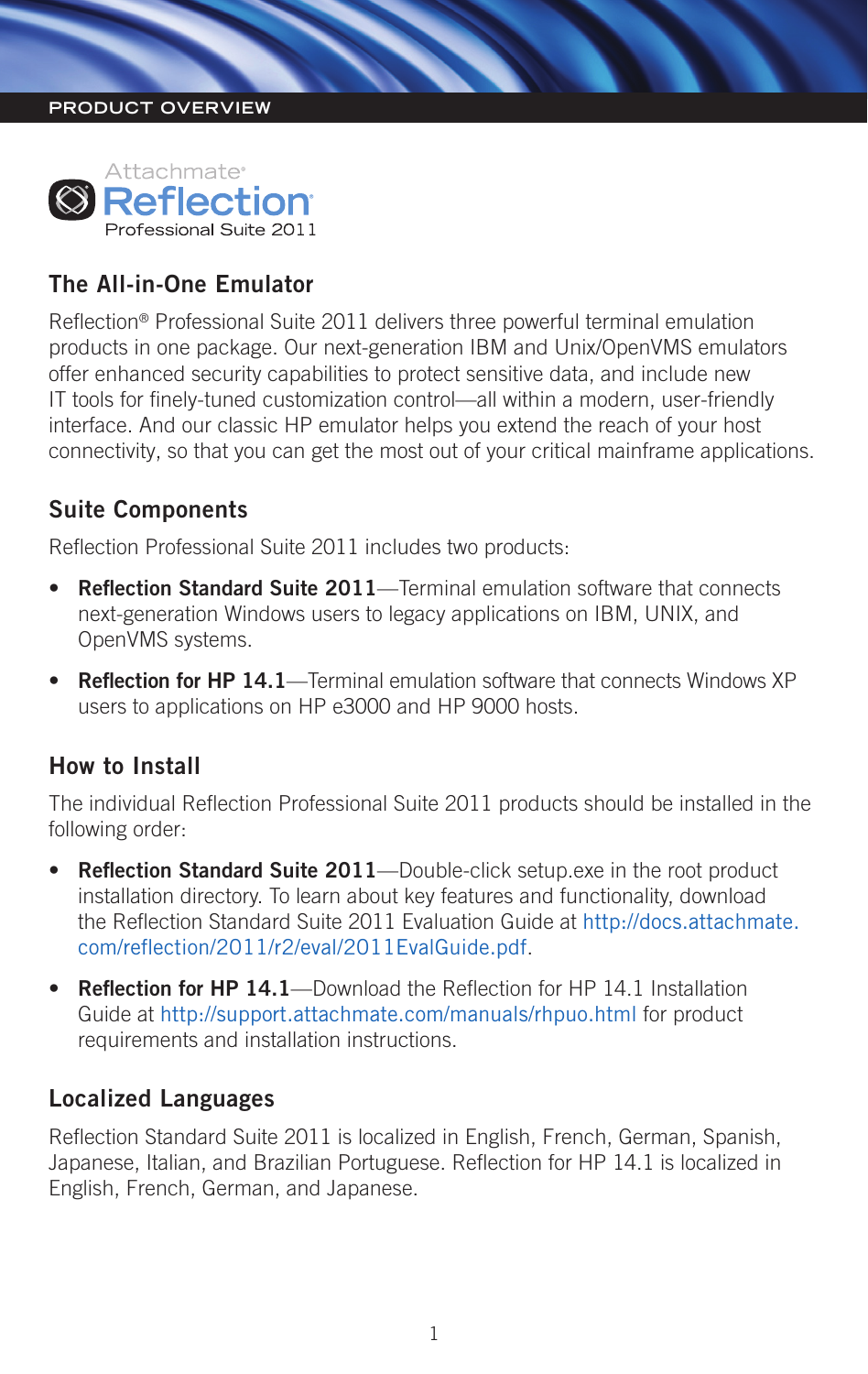PRODUCT OVERVIEW

Attachmate® **Reflection®** Professional Suite 2011

## The All-in-One Emulator

Reflection® Professional Suite 2011 delivers three powerful terminal emulation products in one package. Our next-generation IBM and Unix/OpenVMS emulators offer enhanced security capabilities to protect sensitive data, and include new IT tools for finely-tuned customization control—all within a modern, user-friendly interface. And our classic HP emulator helps you extend the reach of your host connectivity, so that you can get the most out of your critical mainframe applications.

## Suite Components

Reflection Professional Suite 2011 includes two products:

- **Reflection Standard Suite 2011**—Terminal emulation software that connects next-generation Windows users to legacy applications on IBM, UNIX, and OpenVMS systems.
- **Reflection for HP 14.1**—Terminal emulation software that connects Windows XP users to applications on HP e3000 and HP 9000 hosts.

## How to Install

The individual Reflection Professional Suite 2011 products should be installed in the following order:

- **Reflection Standard Suite 2011**—Double-click setup.exe in the root product installation directory. To learn about key features and functionality, download the Reflection Standard Suite 2011 Evaluation Guide at http://docs.attachmate.com/reflection/2011/r2/eval/2011EvalGuide.pdf.
- **Reflection for HP 14.1**—Download the Reflection for HP 14.1 Installation Guide at http://support.attachmate.com/manuals/rhpuo.html for product requirements and installation instructions.

## Localized Languages

Reflection Standard Suite 2011 is localized in English, French, German, Spanish, Japanese, Italian, and Brazilian Portuguese. Reflection for HP 14.1 is localized in English, French, German, and Japanese.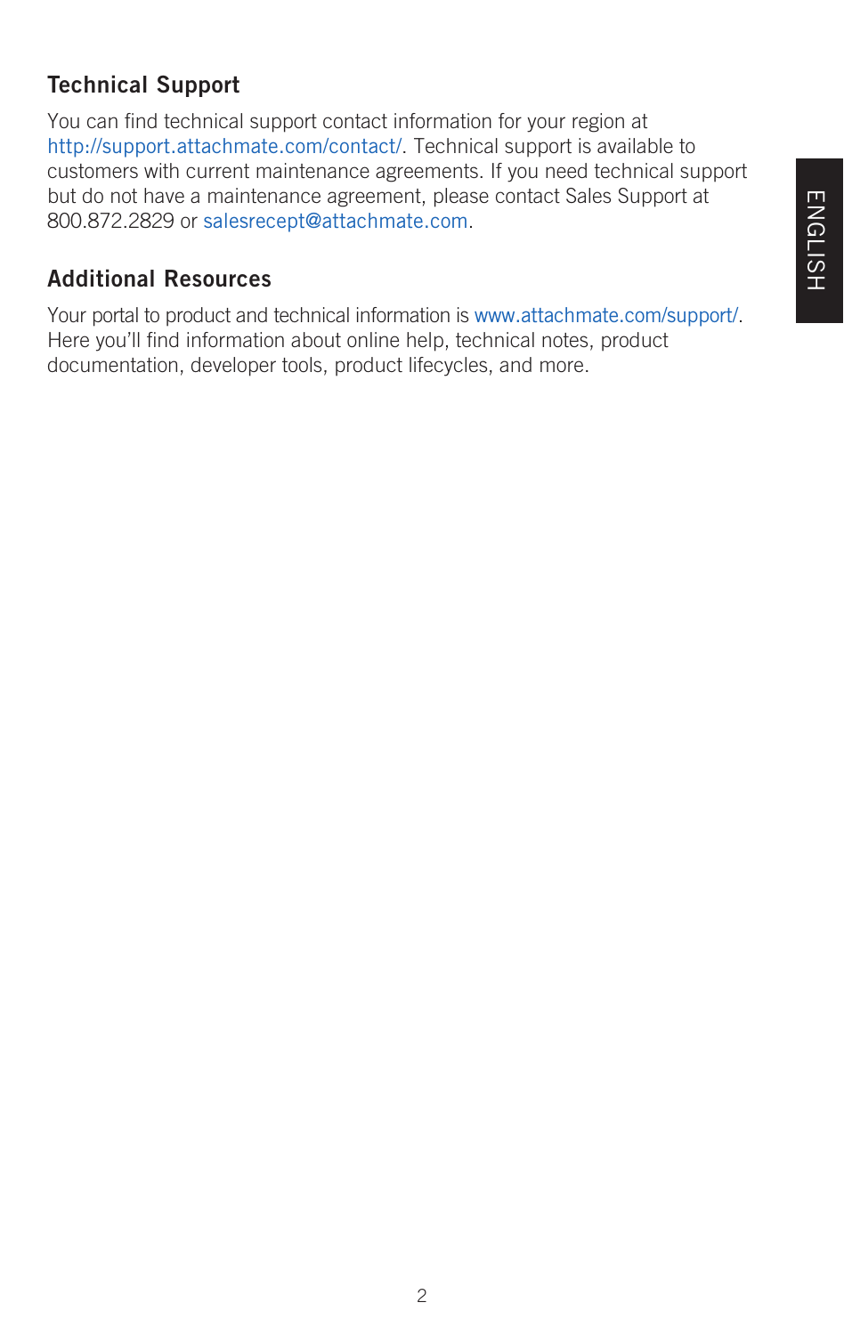## Technical Support

You can find technical support contact information for your region at http://support.attachmate.com/contact/. Technical support is available to customers with current maintenance agreements. If you need technical support but do not have a maintenance agreement, please contact Sales Support at 800.872.2829 or salesrecept@attachmate.com.

## Additional Resources

Your portal to product and technical information is www.attachmate.com/support/. Here you'll find information about online help, technical notes, product documentation, developer tools, product lifecycles, and more.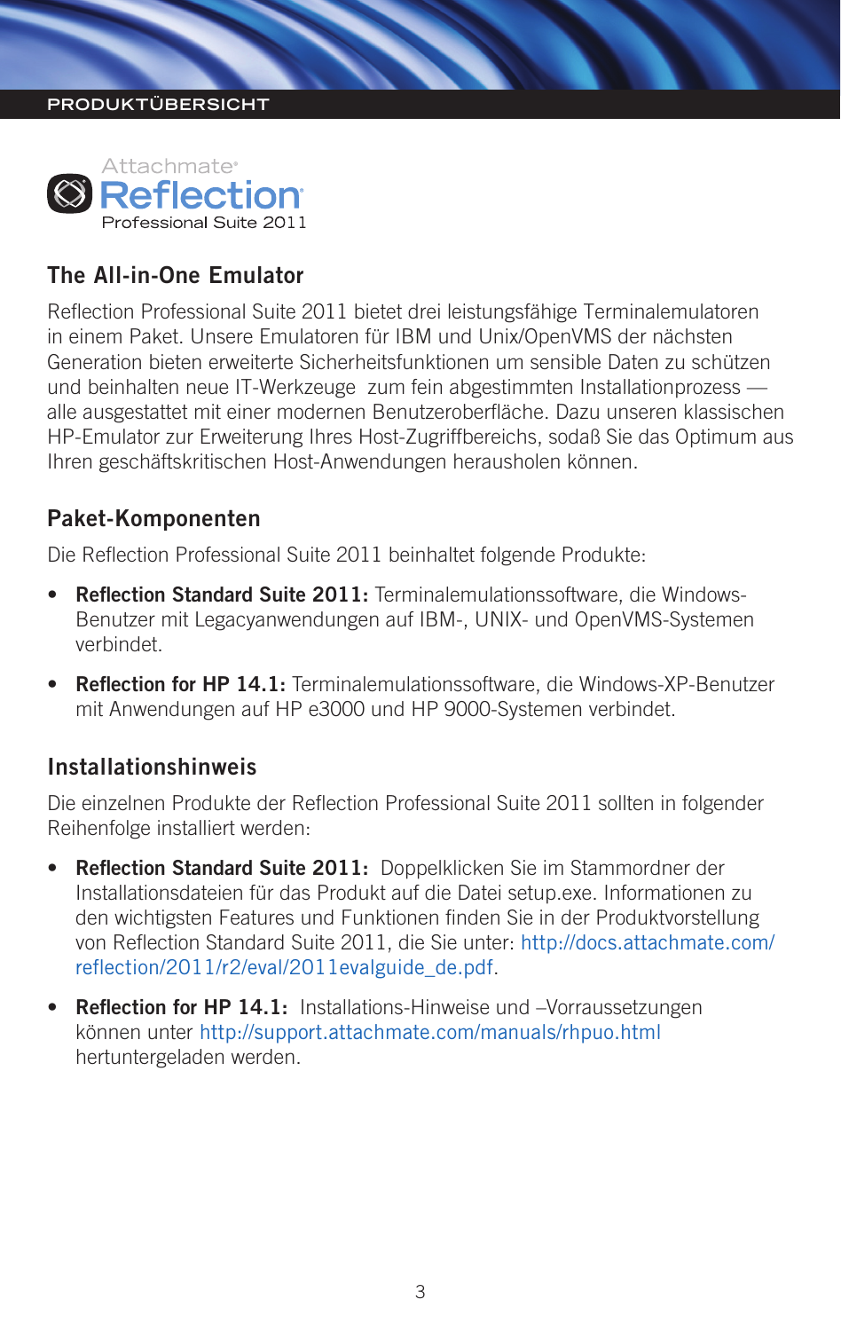PRODUKTÜBERSICHT

Attachmate® Reflection® Professional Suite 2011

## The All-in-One Emulator

Reflection Professional Suite 2011 bietet drei leistungsfähige Terminalemulatoren in einem Paket. Unsere Emulatoren für IBM und Unix/OpenVMS der nächsten Generation bieten erweiterte Sicherheitsfunktionen um sensible Daten zu schützen und beinhalten neue IT-Werkzeuge zum fein abgestimmten Installationprozess — alle ausgestattet mit einer modernen Benutzeroberfläche. Dazu unseren klassischen HP-Emulator zur Erweiterung Ihres Host-Zugriffbereichs, sodaß Sie das Optimum aus Ihren geschäftskritischen Host-Anwendungen herausholen können.

## Paket-Komponenten

Die Reflection Professional Suite 2011 beinhaltet folgende Produkte:

- **Reflection Standard Suite 2011:** Terminalemulationssoftware, die Windows-Benutzer mit Legacyanwendungen auf IBM-, UNIX- und OpenVMS-Systemen verbindet.
- **Reflection for HP 14.1:** Terminalemulationssoftware, die Windows-XP-Benutzer mit Anwendungen auf HP e3000 und HP 9000-Systemen verbindet.

## Installationshinweis

Die einzelnen Produkte der Reflection Professional Suite 2011 sollten in folgender Reihenfolge installiert werden:

- **Reflection Standard Suite 2011:** Doppelklicken Sie im Stammordner der Installationsdateien für das Produkt auf die Datei setup.exe. Informationen zu den wichtigsten Features und Funktionen finden Sie in der Produktvorstellung von Reflection Standard Suite 2011, die Sie unter: http://docs.attachmate.com/reflection/2011/r2/eval/2011evalguide_de.pdf.
- **Reflection for HP 14.1:** Installations-Hinweise und –Vorraussetzungen können unter http://support.attachmate.com/manuals/rhpuo.html hertuntergeladen werden.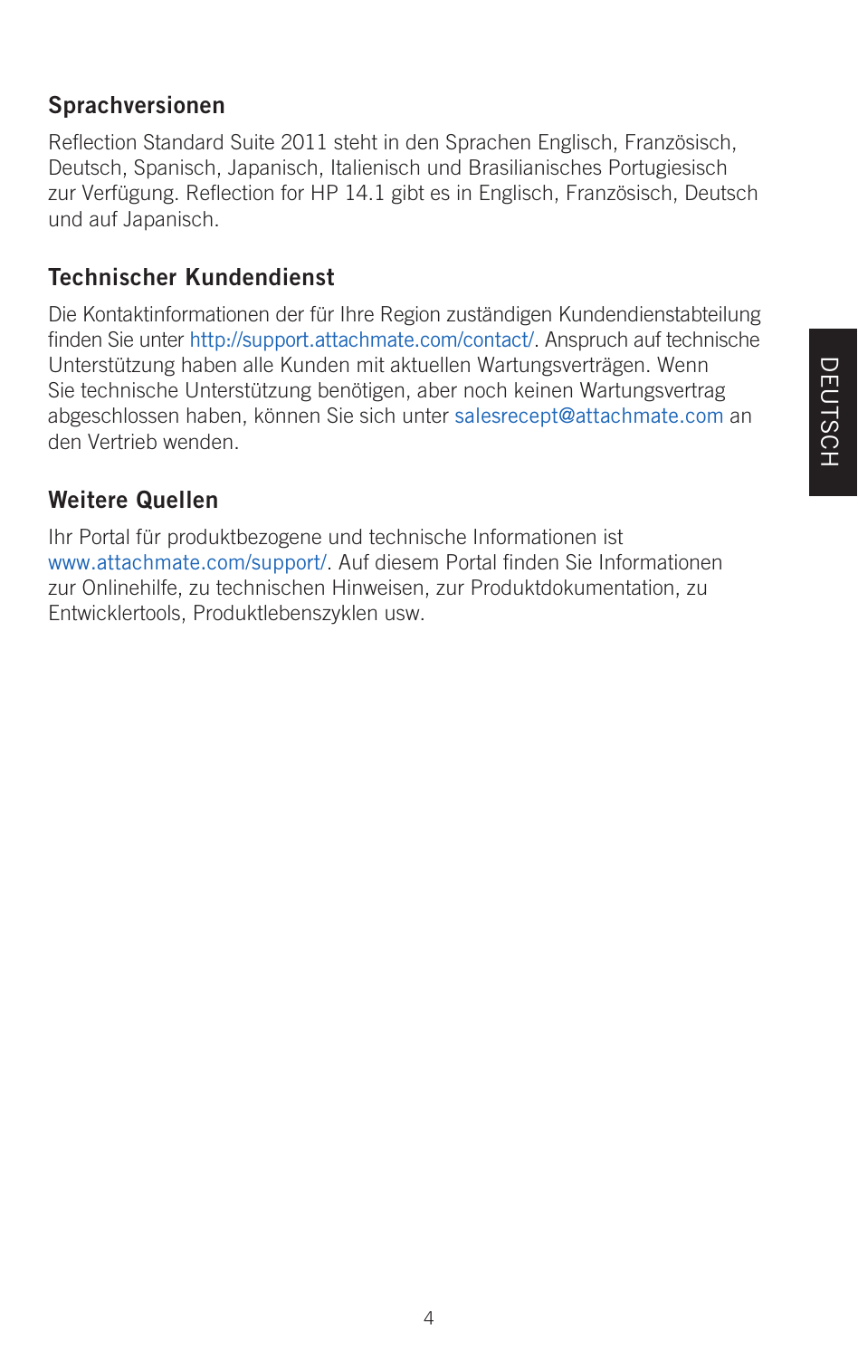## Sprachversionen

Reflection Standard Suite 2011 steht in den Sprachen Englisch, Französisch, Deutsch, Spanisch, Japanisch, Italienisch und Brasilianisches Portugiesisch zur Verfügung. Reflection for HP 14.1 gibt es in Englisch, Französisch, Deutsch und auf Japanisch.

## Technischer Kundendienst

Die Kontaktinformationen der für Ihre Region zuständigen Kundendienstabteilung finden Sie unter http://support.attachmate.com/contact/. Anspruch auf technische Unterstützung haben alle Kunden mit aktuellen Wartungsverträgen. Wenn Sie technische Unterstützung benötigen, aber noch keinen Wartungsvertrag abgeschlossen haben, können Sie sich unter salesrecept@attachmate.com an den Vertrieb wenden.

## Weitere Quellen

Ihr Portal für produktbezogene und technische Informationen ist www.attachmate.com/support/. Auf diesem Portal finden Sie Informationen zur Onlinehilfe, zu technischen Hinweisen, zur Produktdokumentation, zu Entwicklertools, Produktlebenszyklen usw.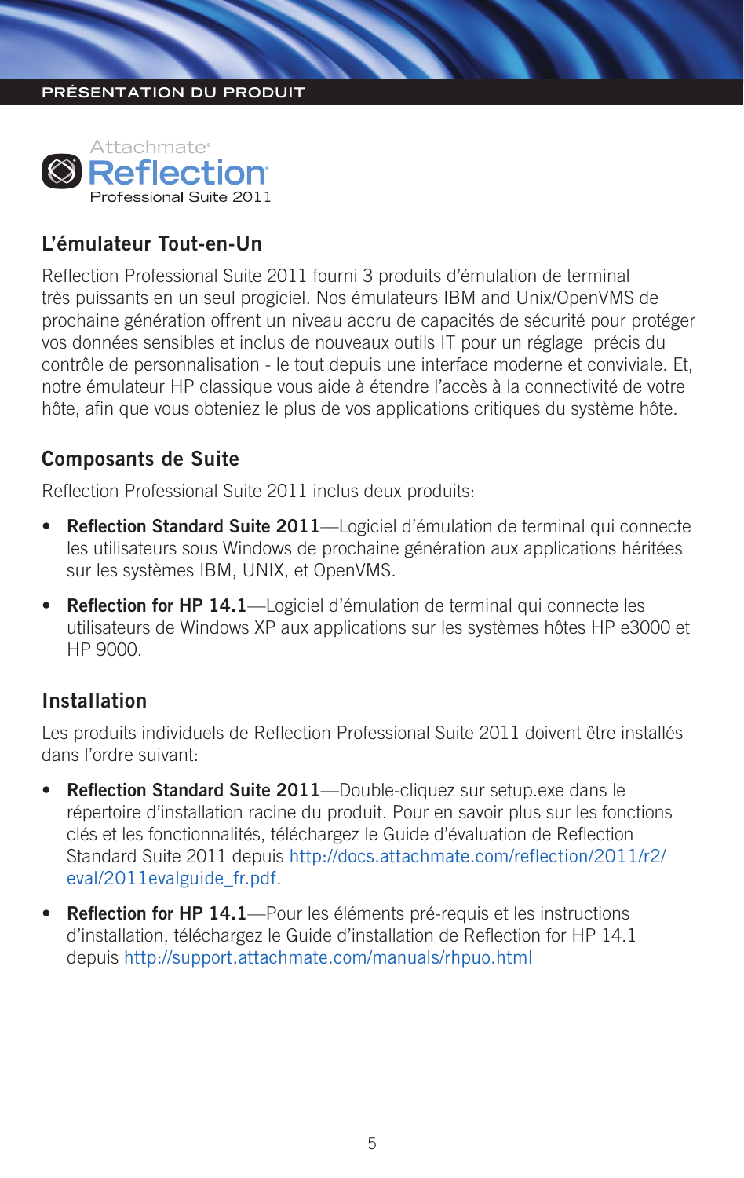PRÉSENTATION DU PRODUIT

Attachmate® Reflection® Professional Suite 2011

## L'émulateur Tout-en-Un

Reflection Professional Suite 2011 fourni 3 produits d'émulation de terminal très puissants en un seul progiciel. Nos émulateurs IBM and Unix/OpenVMS de prochaine génération offrent un niveau accru de capacités de sécurité pour protéger vos données sensibles et inclus de nouveaux outils IT pour un réglage précis du contrôle de personnalisation - le tout depuis une interface moderne et conviviale. Et, notre émulateur HP classique vous aide à étendre l'accès à la connectivité de votre hôte, afin que vous obteniez le plus de vos applications critiques du système hôte.

## Composants de Suite

Reflection Professional Suite 2011 inclus deux produits:

- **Reflection Standard Suite 2011**—Logiciel d'émulation de terminal qui connecte les utilisateurs sous Windows de prochaine génération aux applications héritées sur les systèmes IBM, UNIX, et OpenVMS.
- **Reflection for HP 14.1**—Logiciel d'émulation de terminal qui connecte les utilisateurs de Windows XP aux applications sur les systèmes hôtes HP e3000 et HP 9000.

## Installation

Les produits individuels de Reflection Professional Suite 2011 doivent être installés dans l'ordre suivant:

- **Reflection Standard Suite 2011**—Double-cliquez sur setup.exe dans le répertoire d'installation racine du produit. Pour en savoir plus sur les fonctions clés et les fonctionnalités, téléchargez le Guide d'évaluation de Reflection Standard Suite 2011 depuis http://docs.attachmate.com/reflection/2011/r2/eval/2011evalguide_fr.pdf.
- **Reflection for HP 14.1**—Pour les éléments pré-requis et les instructions d'installation, téléchargez le Guide d'installation de Reflection for HP 14.1 depuis http://support.attachmate.com/manuals/rhpuo.html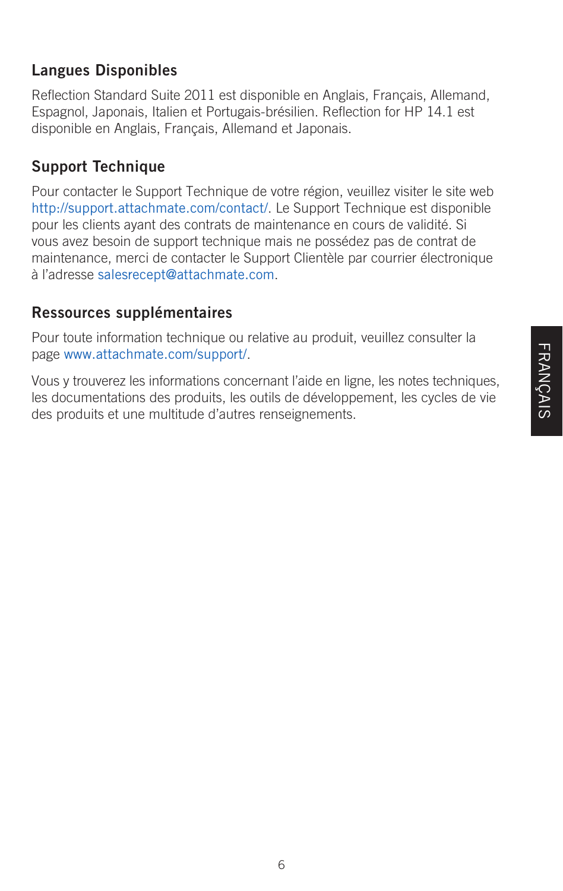## Langues Disponibles

Reflection Standard Suite 2011 est disponible en Anglais, Français, Allemand, Espagnol, Japonais, Italien et Portugais-brésilien. Reflection for HP 14.1 est disponible en Anglais, Français, Allemand et Japonais.

## Support Technique

Pour contacter le Support Technique de votre région, veuillez visiter le site web http://support.attachmate.com/contact/. Le Support Technique est disponible pour les clients ayant des contrats de maintenance en cours de validité. Si vous avez besoin de support technique mais ne possédez pas de contrat de maintenance, merci de contacter le Support Clientèle par courrier électronique à l'adresse salesrecept@attachmate.com.

## Ressources supplémentaires

Pour toute information technique ou relative au produit, veuillez consulter la page www.attachmate.com/support/.

Vous y trouverez les informations concernant l'aide en ligne, les notes techniques, les documentations des produits, les outils de développement, les cycles de vie des produits et une multitude d'autres renseignements.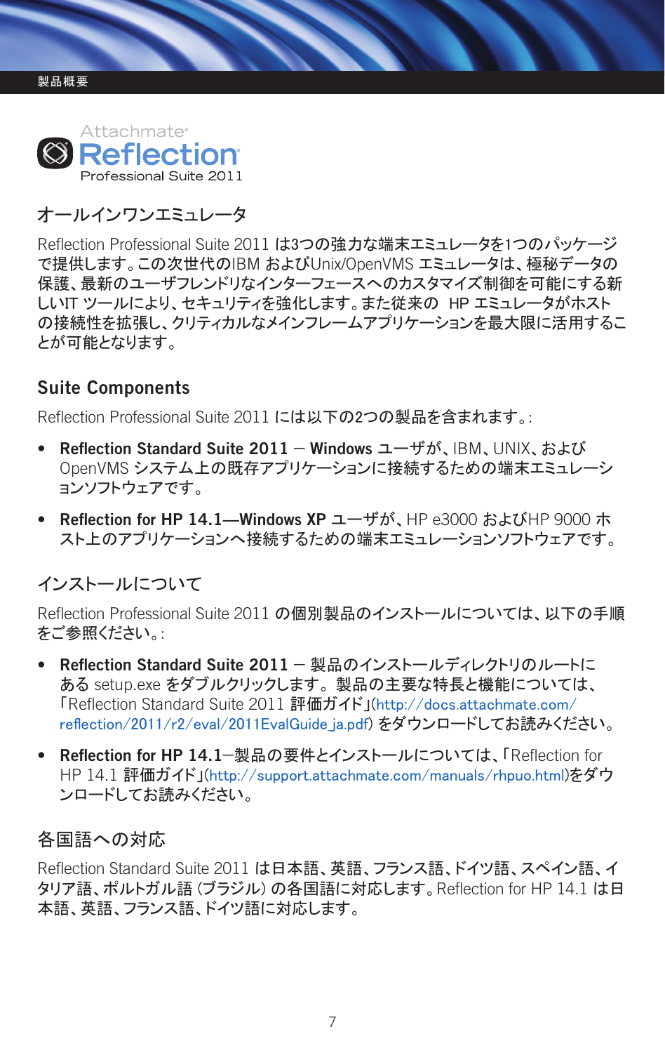Attachmate®
Reflection®
Professional Suite 2011

## オールインワンエミュレータ

Reflection Professional Suite 2011 は3つの強力な端末エミュレータを1つのパッケージで提供します。この次世代のIBM およびUnix/OpenVMS エミュレータは、極秘データの保護、最新のユーザフレンドリなインターフェースへのカスタマイズ制御を可能にする新しいIT ツールにより、セキュリティを強化します。また従来の HP エミュレータがホストの接続性を拡張し、クリティカルなメインフレームアプリケーションを最大限に活用することが可能となります。

## Suite Components

Reflection Professional Suite 2011 には以下の2つの製品を含まれます。:

- **Reflection Standard Suite 2011 – Windows** ユーザが、IBM、UNIX、および OpenVMS システム上の既存アプリケーションに接続するための端末エミュレーションソフトウェアです。
- **Reflection for HP 14.1—Windows XP** ユーザが、HP e3000 およびHP 9000 ホスト上のアプリケーションへ接続するための端末エミュレーションソフトウェアです。

## インストールについて

Reflection Professional Suite 2011 の個別製品のインストールについては、以下の手順をご参照ください。:

- **Reflection Standard Suite 2011** – 製品のインストールディレクトリのルートにある setup.exe をダブルクリックします。製品の主要な特長と機能については、「Reflection Standard Suite 2011 評価ガイド」(http://docs.attachmate.com/reflection/2011/r2/eval/2011EvalGuide_ja.pdf) をダウンロードしてお読みください。
- **Reflection for HP 14.1**–製品の要件とインストールについては、「Reflection for HP 14.1 評価ガイド」(http://support.attachmate.com/manuals/rhpuo.html)をダウンロードしてお読みください。

## 各国語への対応

Reflection Standard Suite 2011 は日本語、英語、フランス語、ドイツ語、スペイン語、イタリア語、ポルトガル語 (ブラジル) の各国語に対応します。Reflection for HP 14.1 は日本語、英語、フランス語、ドイツ語に対応します。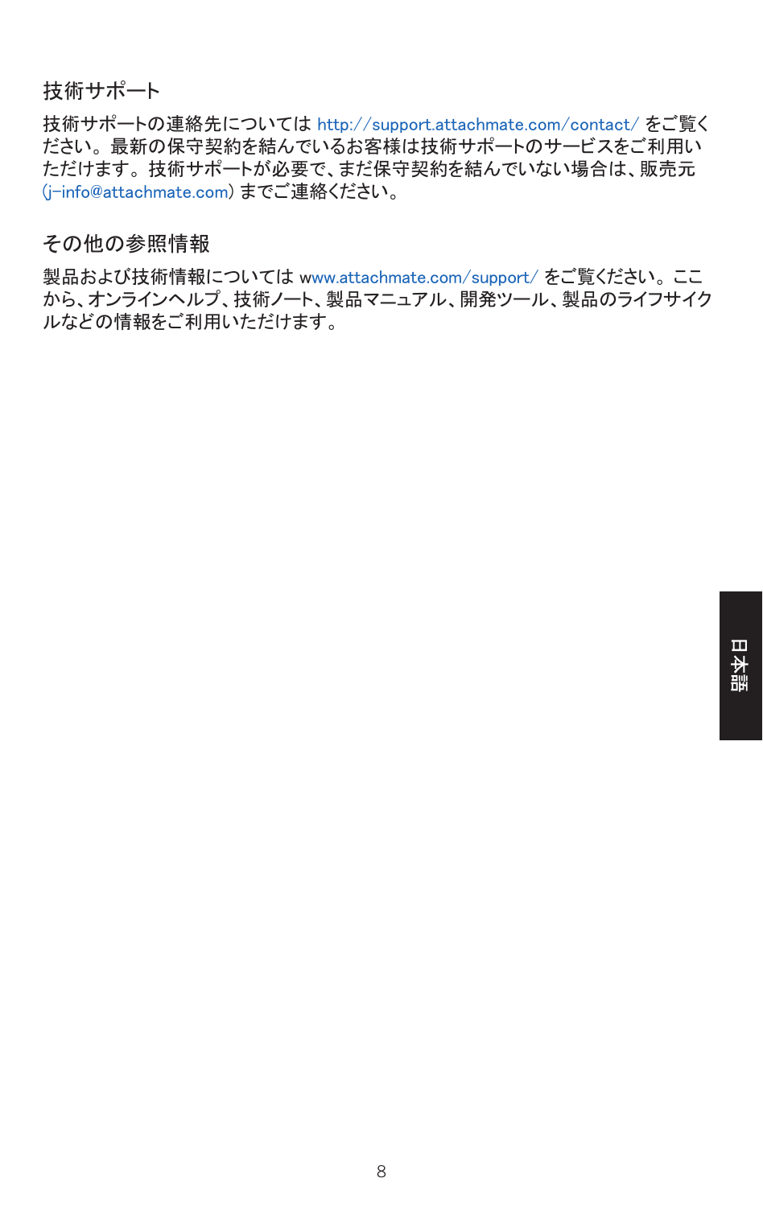## 技術サポート

技術サポートの連絡先については http://support.attachmate.com/contact/ をご覧ください。最新の保守契約を結んでいるお客様は技術サポートのサービスをご利用いただけます。技術サポートが必要で、まだ保守契約を結んでいない場合は、販売元 (j-info@attachmate.com) までご連絡ください。

## その他の参照情報

製品および技術情報については www.attachmate.com/support/ をご覧ください。ここから、オンラインヘルプ、技術ノート、製品マニュアル、開発ツール、製品のライフサイクルなどの情報をご利用いただけます。

日本語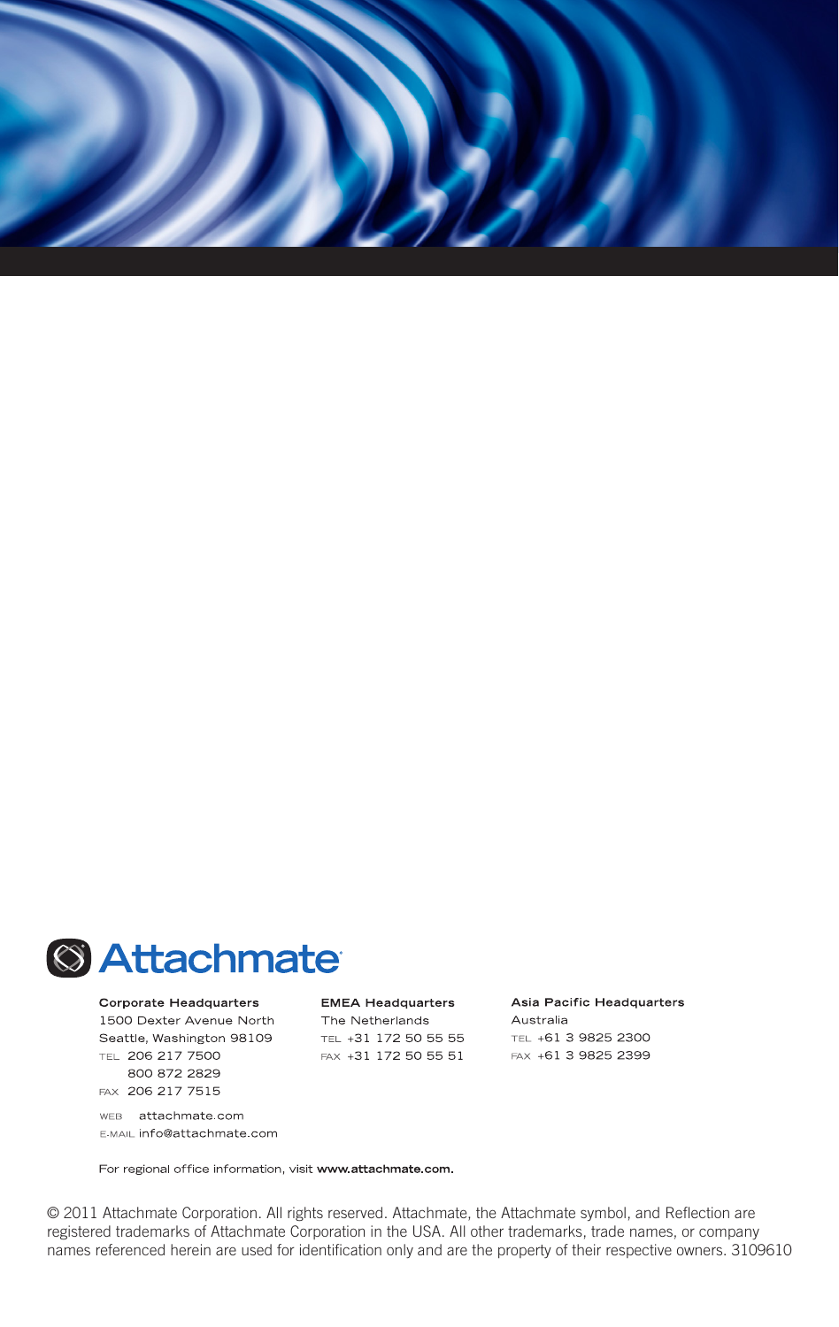Attachmate

**Corporate Headquarters**
1500 Dexter Avenue North
Seattle, Washington 98109
TEL 206 217 7500
800 872 2829
FAX 206 217 7515

WEB attachmate.com
E-MAIL info@attachmate.com

**EMEA Headquarters**
The Netherlands
TEL +31 172 50 55 55
FAX +31 172 50 55 51

**Asia Pacific Headquarters**
Australia
TEL +61 3 9825 2300
FAX +61 3 9825 2399

For regional office information, visit **www.attachmate.com.**

© 2011 Attachmate Corporation. All rights reserved. Attachmate, the Attachmate symbol, and Reflection are registered trademarks of Attachmate Corporation in the USA. All other trademarks, trade names, or company names referenced herein are used for identification only and are the property of their respective owners. 3109610